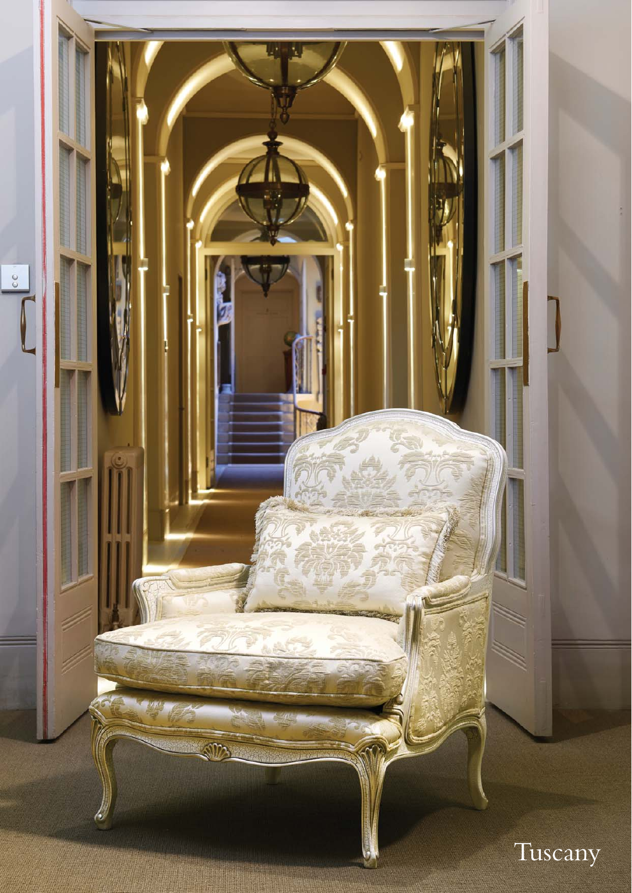Tuscany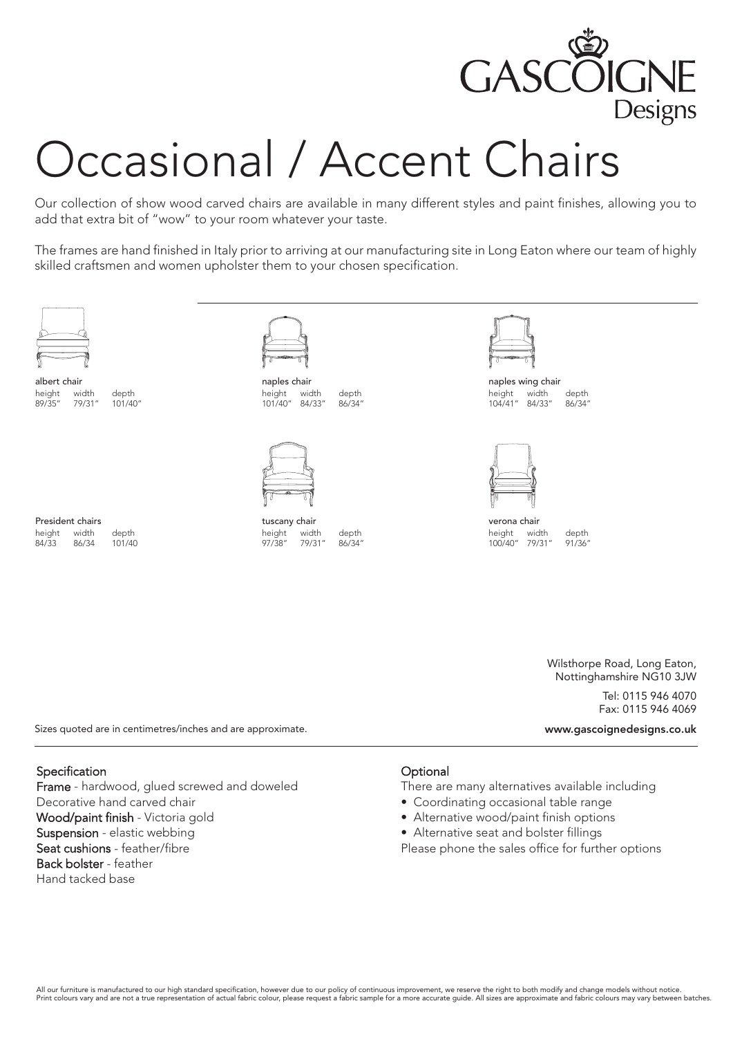GASCOIGNE Designs

# Occasional / Accent Chairs

Our collection of show wood carved chairs are available in many different styles and paint finishes, allowing you to add that extra bit of "wow" to your room whatever your taste.

The frames are hand finished in Italy prior to arriving at our manufacturing site in Long Eaton where our team of highly skilled craftsmen and women upholster them to your chosen specification.

albert chair

| height | width | depth |
|---|---|---|
| 89/35" | 79/31" | 101/40" |

naples chair

| height | width | depth |
|---|---|---|
| 101/40" | 84/33" | 86/34" |

naples wing chair

| height | width | depth |
|---|---|---|
| 104/41" | 84/33" | 86/34" |

President chairs

| height | width | depth |
|---|---|---|
| 84/33 | 86/34 | 101/40 |

tuscany chair

| height | width | depth |
|---|---|---|
| 97/38" | 79/31" | 86/34" |

verona chair

| height | width | depth |
|---|---|---|
| 100/40" | 79/31" | 91/36" |

Wilsthorpe Road, Long Eaton,
Nottinghamshire NG10 3JW

Tel: 0115 946 4070
Fax: 0115 946 4069

Sizes quoted are in centimetres/inches and are approximate.

**www.gascoignedesigns.co.uk**

## Specification

**Frame** - hardwood, glued screwed and doweled
Decorative hand carved chair
**Wood/paint finish** - Victoria gold
**Suspension** - elastic webbing
**Seat cushions** - feather/fibre
**Back bolster** - feather
Hand tacked base

## Optional

There are many alternatives available including

- Coordinating occasional table range
- Alternative wood/paint finish options
- Alternative seat and bolster fillings

Please phone the sales office for further options

All our furniture is manufactured to our high standard specification, however due to our policy of continuous improvement, we reserve the right to both modify and change models without notice. Print colours vary and are not a true representation of actual fabric colour, please request a fabric sample for a more accurate guide. All sizes are approximate and fabric colours may vary between batches.